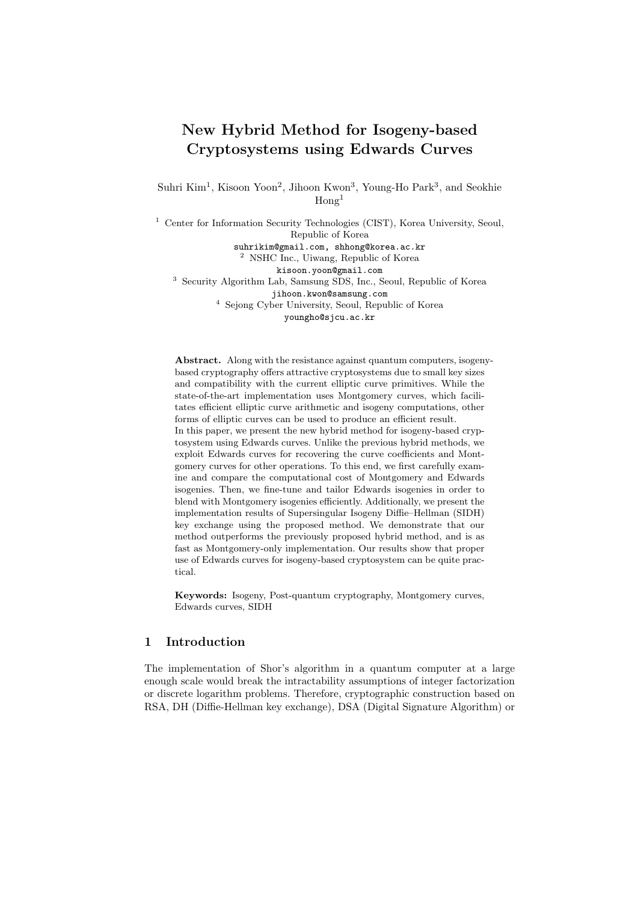# New Hybrid Method for Isogeny-based Cryptosystems using Edwards Curves

Suhri Kim[1], Kisoon Yoon[2], Jihoon Kwon[3], Young-Ho Park[3], and Seokhie Hong[1]

[1] Center for Information Security Technologies (CIST), Korea University, Seoul, Republic of Korea
suhrikim@gmail.com, shhong@korea.ac.kr

[2] NSHC Inc., Uiwang, Republic of Korea
kisoon.yoon@gmail.com

[3] Security Algorithm Lab, Samsung SDS, Inc., Seoul, Republic of Korea
jihoon.kwon@samsung.com

[4] Sejong Cyber University, Seoul, Republic of Korea
youngho@sjcu.ac.kr

**Abstract.** Along with the resistance against quantum computers, isogeny-based cryptography offers attractive cryptosystems due to small key sizes and compatibility with the current elliptic curve primitives. While the state-of-the-art implementation uses Montgomery curves, which facilitates efficient elliptic curve arithmetic and isogeny computations, other forms of elliptic curves can be used to produce an efficient result.
In this paper, we present the new hybrid method for isogeny-based cryptosystem using Edwards curves. Unlike the previous hybrid methods, we exploit Edwards curves for recovering the curve coefficients and Montgomery curves for other operations. To this end, we first carefully examine and compare the computational cost of Montgomery and Edwards isogenies. Then, we fine-tune and tailor Edwards isogenies in order to blend with Montgomery isogenies efficiently. Additionally, we present the implementation results of Supersingular Isogeny Diffie–Hellman (SIDH) key exchange using the proposed method. We demonstrate that our method outperforms the previously proposed hybrid method, and is as fast as Montgomery-only implementation. Our results show that proper use of Edwards curves for isogeny-based cryptosystem can be quite practical.

**Keywords:** Isogeny, Post-quantum cryptography, Montgomery curves, Edwards curves, SIDH

## 1 Introduction

The implementation of Shor's algorithm in a quantum computer at a large enough scale would break the intractability assumptions of integer factorization or discrete logarithm problems. Therefore, cryptographic construction based on RSA, DH (Diffie-Hellman key exchange), DSA (Digital Signature Algorithm) or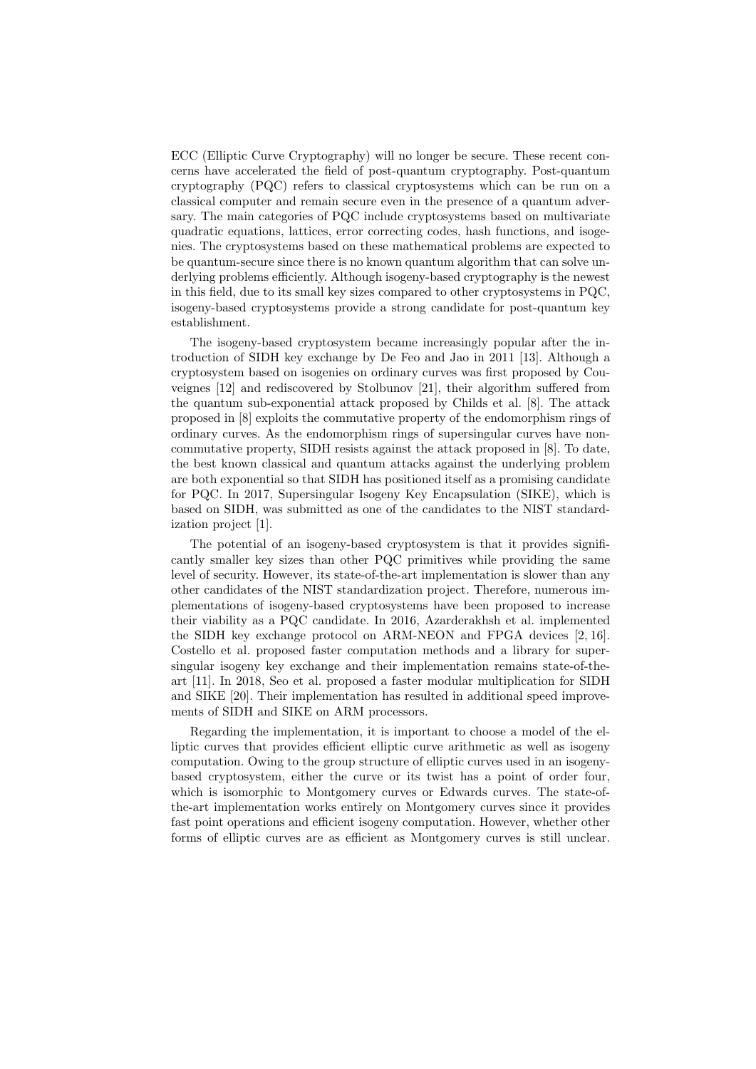ECC (Elliptic Curve Cryptography) will no longer be secure. These recent concerns have accelerated the field of post-quantum cryptography. Post-quantum cryptography (PQC) refers to classical cryptosystems which can be run on a classical computer and remain secure even in the presence of a quantum adversary. The main categories of PQC include cryptosystems based on multivariate quadratic equations, lattices, error correcting codes, hash functions, and isogenies. The cryptosystems based on these mathematical problems are expected to be quantum-secure since there is no known quantum algorithm that can solve underlying problems efficiently. Although isogeny-based cryptography is the newest in this field, due to its small key sizes compared to other cryptosystems in PQC, isogeny-based cryptosystems provide a strong candidate for post-quantum key establishment.

The isogeny-based cryptosystem became increasingly popular after the introduction of SIDH key exchange by De Feo and Jao in 2011 [13]. Although a cryptosystem based on isogenies on ordinary curves was first proposed by Couveignes [12] and rediscovered by Stolbunov [21], their algorithm suffered from the quantum sub-exponential attack proposed by Childs et al. [8]. The attack proposed in [8] exploits the commutative property of the endomorphism rings of ordinary curves. As the endomorphism rings of supersingular curves have non-commutative property, SIDH resists against the attack proposed in [8]. To date, the best known classical and quantum attacks against the underlying problem are both exponential so that SIDH has positioned itself as a promising candidate for PQC. In 2017, Supersingular Isogeny Key Encapsulation (SIKE), which is based on SIDH, was submitted as one of the candidates to the NIST standardization project [1].

The potential of an isogeny-based cryptosystem is that it provides significantly smaller key sizes than other PQC primitives while providing the same level of security. However, its state-of-the-art implementation is slower than any other candidates of the NIST standardization project. Therefore, numerous implementations of isogeny-based cryptosystems have been proposed to increase their viability as a PQC candidate. In 2016, Azarderakhsh et al. implemented the SIDH key exchange protocol on ARM-NEON and FPGA devices [2, 16]. Costello et al. proposed faster computation methods and a library for supersingular isogeny key exchange and their implementation remains state-of-the-art [11]. In 2018, Seo et al. proposed a faster modular multiplication for SIDH and SIKE [20]. Their implementation has resulted in additional speed improvements of SIDH and SIKE on ARM processors.

Regarding the implementation, it is important to choose a model of the elliptic curves that provides efficient elliptic curve arithmetic as well as isogeny computation. Owing to the group structure of elliptic curves used in an isogeny-based cryptosystem, either the curve or its twist has a point of order four, which is isomorphic to Montgomery curves or Edwards curves. The state-of-the-art implementation works entirely on Montgomery curves since it provides fast point operations and efficient isogeny computation. However, whether other forms of elliptic curves are as efficient as Montgomery curves is still unclear.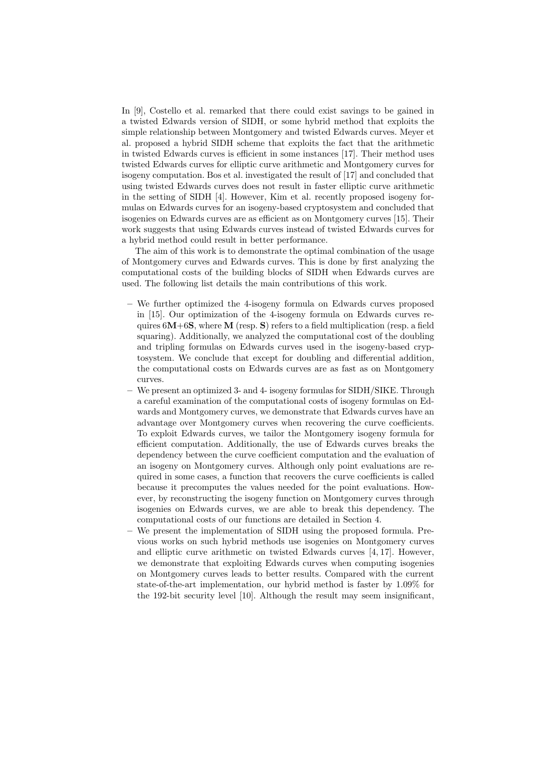In [9], Costello et al. remarked that there could exist savings to be gained in a twisted Edwards version of SIDH, or some hybrid method that exploits the simple relationship between Montgomery and twisted Edwards curves. Meyer et al. proposed a hybrid SIDH scheme that exploits the fact that the arithmetic in twisted Edwards curves is efficient in some instances [17]. Their method uses twisted Edwards curves for elliptic curve arithmetic and Montgomery curves for isogeny computation. Bos et al. investigated the result of [17] and concluded that using twisted Edwards curves does not result in faster elliptic curve arithmetic in the setting of SIDH [4]. However, Kim et al. recently proposed isogeny formulas on Edwards curves for an isogeny-based cryptosystem and concluded that isogenies on Edwards curves are as efficient as on Montgomery curves [15]. Their work suggests that using Edwards curves instead of twisted Edwards curves for a hybrid method could result in better performance.

The aim of this work is to demonstrate the optimal combination of the usage of Montgomery curves and Edwards curves. This is done by first analyzing the computational costs of the building blocks of SIDH when Edwards curves are used. The following list details the main contributions of this work.

- We further optimized the 4-isogeny formula on Edwards curves proposed in [15]. Our optimization of the 4-isogeny formula on Edwards curves requires $6\mathbf{M}+6\mathbf{S}$, where $\mathbf{M}$ (resp. $\mathbf{S}$) refers to a field multiplication (resp. a field squaring). Additionally, we analyzed the computational cost of the doubling and tripling formulas on Edwards curves used in the isogeny-based cryptosystem. We conclude that except for doubling and differential addition, the computational costs on Edwards curves are as fast as on Montgomery curves.
- We present an optimized 3- and 4- isogeny formulas for SIDH/SIKE. Through a careful examination of the computational costs of isogeny formulas on Edwards and Montgomery curves, we demonstrate that Edwards curves have an advantage over Montgomery curves when recovering the curve coefficients. To exploit Edwards curves, we tailor the Montgomery isogeny formula for efficient computation. Additionally, the use of Edwards curves breaks the dependency between the curve coefficient computation and the evaluation of an isogeny on Montgomery curves. Although only point evaluations are required in some cases, a function that recovers the curve coefficients is called because it precomputes the values needed for the point evaluations. However, by reconstructing the isogeny function on Montgomery curves through isogenies on Edwards curves, we are able to break this dependency. The computational costs of our functions are detailed in Section 4.
- We present the implementation of SIDH using the proposed formula. Previous works on such hybrid methods use isogenies on Montgomery curves and elliptic curve arithmetic on twisted Edwards curves [4, 17]. However, we demonstrate that exploiting Edwards curves when computing isogenies on Montgomery curves leads to better results. Compared with the current state-of-the-art implementation, our hybrid method is faster by 1.09% for the 192-bit security level [10]. Although the result may seem insignificant,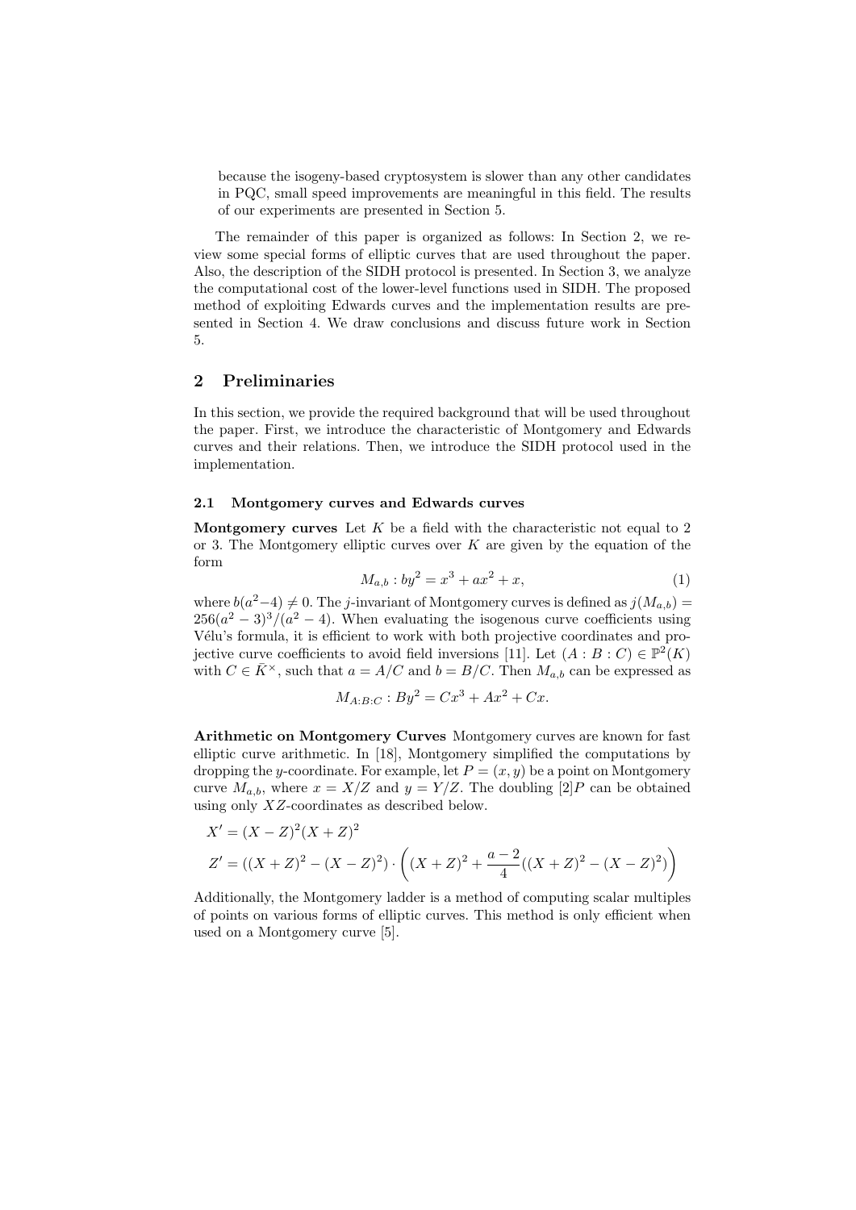because the isogeny-based cryptosystem is slower than any other candidates in PQC, small speed improvements are meaningful in this field. The results of our experiments are presented in Section 5.

The remainder of this paper is organized as follows: In Section 2, we review some special forms of elliptic curves that are used throughout the paper. Also, the description of the SIDH protocol is presented. In Section 3, we analyze the computational cost of the lower-level functions used in SIDH. The proposed method of exploiting Edwards curves and the implementation results are presented in Section 4. We draw conclusions and discuss future work in Section 5.

## 2 Preliminaries

In this section, we provide the required background that will be used throughout the paper. First, we introduce the characteristic of Montgomery and Edwards curves and their relations. Then, we introduce the SIDH protocol used in the implementation.

### 2.1 Montgomery curves and Edwards curves

**Montgomery curves** Let $K$ be a field with the characteristic not equal to 2 or 3. The Montgomery elliptic curves over $K$ are given by the equation of the form

$$M_{a,b} : by^2 = x^3 + ax^2 + x, \tag{1}$$

where $b(a^2-4) \neq 0$. The $j$-invariant of Montgomery curves is defined as $j(M_{a,b}) = 256(a^2 - 3)^3/(a^2 - 4)$. When evaluating the isogenous curve coefficients using Vélu's formula, it is efficient to work with both projective coordinates and projective curve coefficients to avoid field inversions [11]. Let $(A : B : C) \in \mathbb{P}^2(K)$ with $C \in \bar{K}^{\times}$, such that $a = A/C$ and $b = B/C$. Then $M_{a,b}$ can be expressed as

$$M_{A:B:C} : By^2 = Cx^3 + Ax^2 + Cx.$$

**Arithmetic on Montgomery Curves** Montgomery curves are known for fast elliptic curve arithmetic. In [18], Montgomery simplified the computations by dropping the $y$-coordinate. For example, let $P = (x, y)$ be a point on Montgomery curve $M_{a,b}$, where $x = X/Z$ and $y = Y/Z$. The doubling $[2]P$ can be obtained using only $XZ$-coordinates as described below.

$$X' = (X - Z)^2(X + Z)^2$$

$$Z' = ((X + Z)^2 - (X - Z)^2) \cdot \left((X + Z)^2 + \frac{a-2}{4}((X + Z)^2 - (X - Z)^2)\right)$$

Additionally, the Montgomery ladder is a method of computing scalar multiples of points on various forms of elliptic curves. This method is only efficient when used on a Montgomery curve [5].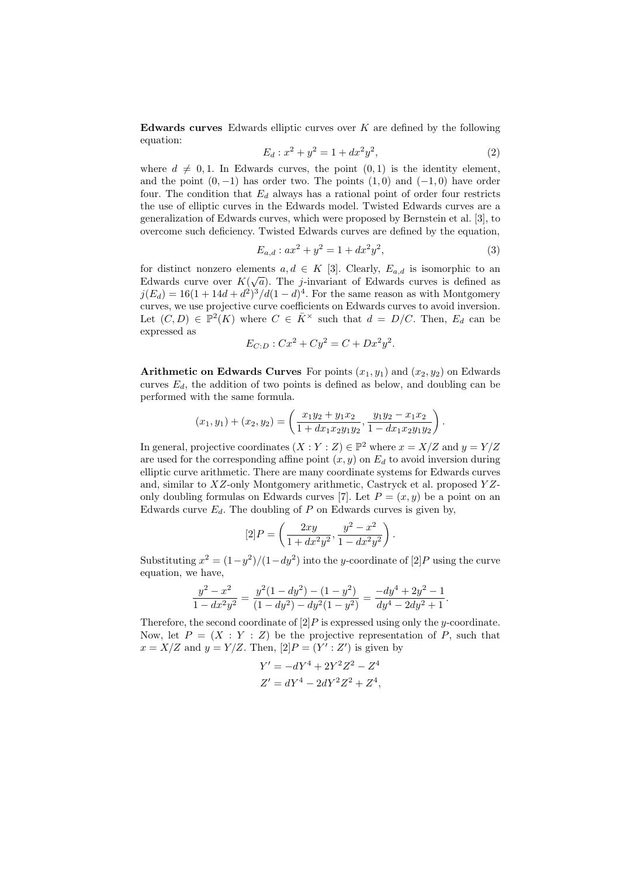**Edwards curves** Edwards elliptic curves over $K$ are defined by the following equation:

$$E_d : x^2 + y^2 = 1 + dx^2y^2, \tag{2}$$

where $d \neq 0, 1$. In Edwards curves, the point $(0, 1)$ is the identity element, and the point $(0, -1)$ has order two. The points $(1, 0)$ and $(-1, 0)$ have order four. The condition that $E_d$ always has a rational point of order four restricts the use of elliptic curves in the Edwards model. Twisted Edwards curves are a generalization of Edwards curves, which were proposed by Bernstein et al. [3], to overcome such deficiency. Twisted Edwards curves are defined by the equation,

$$E_{a,d} : ax^2 + y^2 = 1 + dx^2y^2, \tag{3}$$

for distinct nonzero elements $a, d \in K$ [3]. Clearly, $E_{a,d}$ is isomorphic to an Edwards curve over $K(\sqrt{a})$. The $j$-invariant of Edwards curves is defined as $j(E_d) = 16(1 + 14d + d^2)^3/d(1 - d)^4$. For the same reason as with Montgomery curves, we use projective curve coefficients on Edwards curves to avoid inversion. Let $(C, D) \in \mathbb{P}^2(K)$ where $C \in \bar{K}^\times$ such that $d = D/C$. Then, $E_d$ can be expressed as

$$E_{C:D} : Cx^2 + Cy^2 = C + Dx^2y^2.$$

**Arithmetic on Edwards Curves** For points $(x_1, y_1)$ and $(x_2, y_2)$ on Edwards curves $E_d$, the addition of two points is defined as below, and doubling can be performed with the same formula.

$$(x_1, y_1) + (x_2, y_2) = \left( \frac{x_1y_2 + y_1x_2}{1 + dx_1x_2y_1y_2}, \frac{y_1y_2 - x_1x_2}{1 - dx_1x_2y_1y_2} \right).$$

In general, projective coordinates $(X : Y : Z) \in \mathbb{P}^2$ where $x = X/Z$ and $y = Y/Z$ are used for the corresponding affine point $(x, y)$ on $E_d$ to avoid inversion during elliptic curve arithmetic. There are many coordinate systems for Edwards curves and, similar to $XZ$-only Montgomery arithmetic, Castryck et al. proposed $YZ$-only doubling formulas on Edwards curves [7]. Let $P = (x, y)$ be a point on an Edwards curve $E_d$. The doubling of $P$ on Edwards curves is given by,

$$[2]P = \left( \frac{2xy}{1 + dx^2y^2}, \frac{y^2 - x^2}{1 - dx^2y^2} \right).$$

Substituting $x^2 = (1 - y^2)/(1 - dy^2)$ into the $y$-coordinate of $[2]P$ using the curve equation, we have,

$$\frac{y^2 - x^2}{1 - dx^2y^2} = \frac{y^2(1 - dy^2) - (1 - y^2)}{(1 - dy^2) - dy^2(1 - y^2)} = \frac{-dy^4 + 2y^2 - 1}{dy^4 - 2dy^2 + 1}.$$

Therefore, the second coordinate of $[2]P$ is expressed using only the $y$-coordinate. Now, let $P = (X : Y : Z)$ be the projective representation of $P$, such that $x = X/Z$ and $y = Y/Z$. Then, $[2]P = (Y' : Z')$ is given by

$$Y' = -dY^4 + 2Y^2Z^2 - Z^4$$
$$Z' = dY^4 - 2dY^2Z^2 + Z^4,$$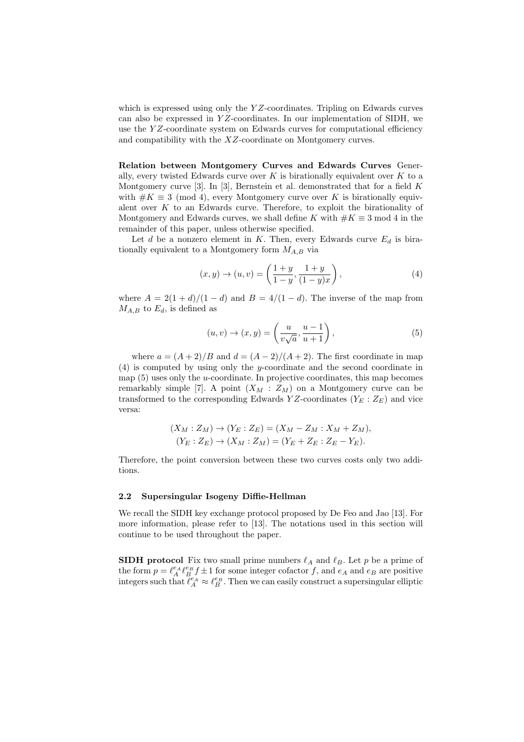which is expressed using only the $YZ$-coordinates. Tripling on Edwards curves can also be expressed in $YZ$-coordinates. In our implementation of SIDH, we use the $YZ$-coordinate system on Edwards curves for computational efficiency and compatibility with the $XZ$-coordinate on Montgomery curves.

**Relation between Montgomery Curves and Edwards Curves** Generally, every twisted Edwards curve over $K$ is birationally equivalent over $K$ to a Montgomery curve [3]. In [3], Bernstein et al. demonstrated that for a field $K$ with $\#K \equiv 3 \pmod 4$, every Montgomery curve over $K$ is birationally equivalent over $K$ to an Edwards curve. Therefore, to exploit the birationality of Montgomery and Edwards curves, we shall define $K$ with $\#K \equiv 3 \bmod 4$ in the remainder of this paper, unless otherwise specified.

Let $d$ be a nonzero element in $K$. Then, every Edwards curve $E_d$ is birationally equivalent to a Montgomery form $M_{A,B}$ via

$$(x, y) \rightarrow (u, v) = \left(\frac{1+y}{1-y}, \frac{1+y}{(1-y)x}\right), \tag{4}$$

where $A = 2(1+d)/(1-d)$ and $B = 4/(1-d)$. The inverse of the map from $M_{A,B}$ to $E_d$, is defined as

$$(u, v) \rightarrow (x, y) = \left(\frac{u}{v\sqrt{a}}, \frac{u-1}{u+1}\right), \tag{5}$$

where $a = (A+2)/B$ and $d = (A-2)/(A+2)$. The first coordinate in map (4) is computed by using only the $y$-coordinate and the second coordinate in map (5) uses only the $u$-coordinate. In projective coordinates, this map becomes remarkably simple [7]. A point $(X_M : Z_M)$ on a Montgomery curve can be transformed to the corresponding Edwards $YZ$-coordinates $(Y_E : Z_E)$ and vice versa:

$$(X_M : Z_M) \rightarrow (Y_E : Z_E) = (X_M - Z_M : X_M + Z_M),$$
$$(Y_E : Z_E) \rightarrow (X_M : Z_M) = (Y_E + Z_E : Z_E - Y_E).$$

Therefore, the point conversion between these two curves costs only two additions.

### 2.2 Supersingular Isogeny Diffie-Hellman

We recall the SIDH key exchange protocol proposed by De Feo and Jao [13]. For more information, please refer to [13]. The notations used in this section will continue to be used throughout the paper.

**SIDH protocol** Fix two small prime numbers $\ell_A$ and $\ell_B$. Let $p$ be a prime of the form $p = \ell_A^{e_A}\ell_B^{e_B}f \pm 1$ for some integer cofactor $f$, and $e_A$ and $e_B$ are positive integers such that $\ell_A^{e_A} \approx \ell_B^{e_B}$. Then we can easily construct a supersingular elliptic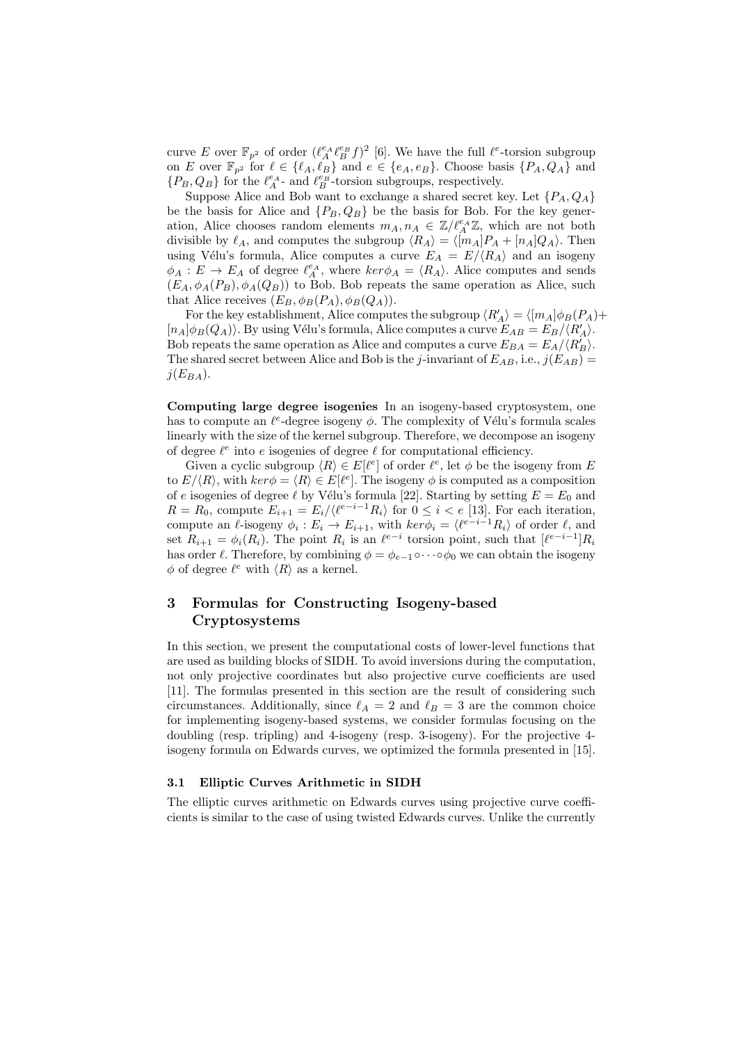curve $E$ over $\mathbb{F}_{p^2}$ of order $(\ell_A^{e_A}\ell_B^{e_B}f)^2$ [6]. We have the full $\ell^e$-torsion subgroup on $E$ over $\mathbb{F}_{p^2}$ for $\ell \in \{\ell_A, \ell_B\}$ and $e \in \{e_A, e_B\}$. Choose basis $\{P_A, Q_A\}$ and $\{P_B, Q_B\}$ for the $\ell_A^{e_A}$- and $\ell_B^{e_B}$-torsion subgroups, respectively.

Suppose Alice and Bob want to exchange a shared secret key. Let $\{P_A, Q_A\}$ be the basis for Alice and $\{P_B, Q_B\}$ be the basis for Bob. For the key generation, Alice chooses random elements $m_A, n_A \in \mathbb{Z}/\ell_A^{e_A}\mathbb{Z}$, which are not both divisible by $\ell_A$, and computes the subgroup $\langle R_A \rangle = \langle [m_A]P_A + [n_A]Q_A \rangle$. Then using Vélu's formula, Alice computes a curve $E_A = E/\langle R_A \rangle$ and an isogeny $\phi_A : E \to E_A$ of degree $\ell_A^{e_A}$, where $ker\phi_A = \langle R_A \rangle$. Alice computes and sends $(E_A, \phi_A(P_B), \phi_A(Q_B))$ to Bob. Bob repeats the same operation as Alice, such that Alice receives $(E_B, \phi_B(P_A), \phi_B(Q_A))$.

For the key establishment, Alice computes the subgroup $\langle R'_A \rangle = \langle [m_A]\phi_B(P_A) + [n_A]\phi_B(Q_A) \rangle$. By using Vélu's formula, Alice computes a curve $E_{AB} = E_B/\langle R'_A \rangle$. Bob repeats the same operation as Alice and computes a curve $E_{BA} = E_A/\langle R'_B \rangle$. The shared secret between Alice and Bob is the $j$-invariant of $E_{AB}$, i.e., $j(E_{AB}) = j(E_{BA})$.

**Computing large degree isogenies** In an isogeny-based cryptosystem, one has to compute an $\ell^e$-degree isogeny $\phi$. The complexity of Vélu's formula scales linearly with the size of the kernel subgroup. Therefore, we decompose an isogeny of degree $\ell^e$ into $e$ isogenies of degree $\ell$ for computational efficiency.

Given a cyclic subgroup $\langle R \rangle \in E[\ell^e]$ of order $\ell^e$, let $\phi$ be the isogeny from $E$ to $E/\langle R \rangle$, with $ker\phi = \langle R \rangle \in E[\ell^e]$. The isogeny $\phi$ is computed as a composition of $e$ isogenies of degree $\ell$ by Vélu's formula [22]. Starting by setting $E = E_0$ and $R = R_0$, compute $E_{i+1} = E_i/\langle \ell^{e-i-1}R_i \rangle$ for $0 \le i < e$ [13]. For each iteration, compute an $\ell$-isogeny $\phi_i : E_i \to E_{i+1}$, with $ker\phi_i = \langle \ell^{e-i-1}R_i \rangle$ of order $\ell$, and set $R_{i+1} = \phi_i(R_i)$. The point $R_i$ is an $\ell^{e-i}$ torsion point, such that $[\ell^{e-i-1}]R_i$ has order $\ell$. Therefore, by combining $\phi = \phi_{e-1} \circ \cdots \circ \phi_0$ we can obtain the isogeny $\phi$ of degree $\ell^e$ with $\langle R \rangle$ as a kernel.

## 3 Formulas for Constructing Isogeny-based Cryptosystems

In this section, we present the computational costs of lower-level functions that are used as building blocks of SIDH. To avoid inversions during the computation, not only projective coordinates but also projective curve coefficients are used [11]. The formulas presented in this section are the result of considering such circumstances. Additionally, since $\ell_A = 2$ and $\ell_B = 3$ are the common choice for implementing isogeny-based systems, we consider formulas focusing on the doubling (resp. tripling) and 4-isogeny (resp. 3-isogeny). For the projective 4-isogeny formula on Edwards curves, we optimized the formula presented in [15].

### 3.1 Elliptic Curves Arithmetic in SIDH

The elliptic curves arithmetic on Edwards curves using projective curve coefficients is similar to the case of using twisted Edwards curves. Unlike the currently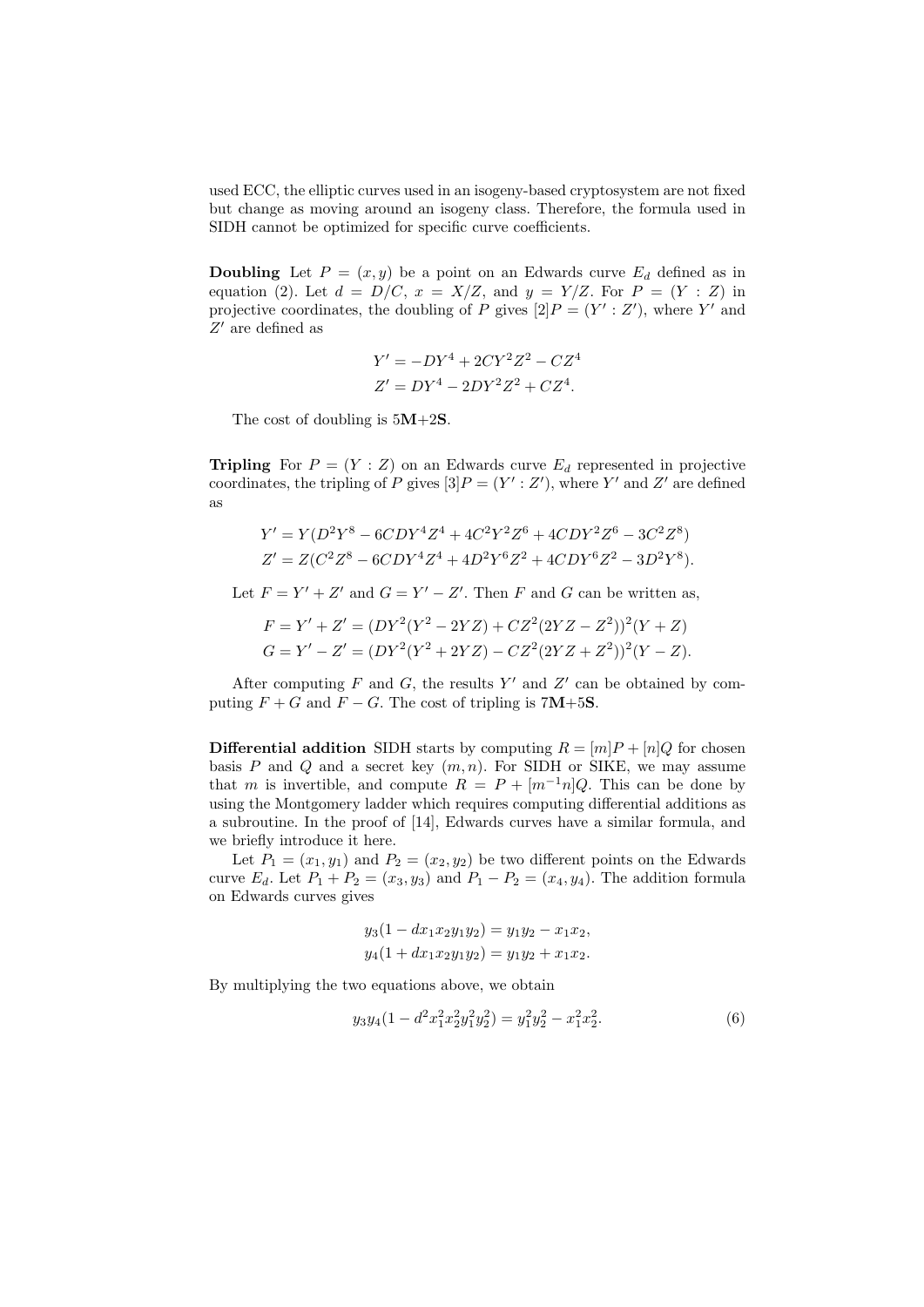used ECC, the elliptic curves used in an isogeny-based cryptosystem are not fixed but change as moving around an isogeny class. Therefore, the formula used in SIDH cannot be optimized for specific curve coefficients.

**Doubling** Let $P = (x, y)$ be a point on an Edwards curve $E_d$ defined as in equation (2). Let $d = D/C$, $x = X/Z$, and $y = Y/Z$. For $P = (Y : Z)$ in projective coordinates, the doubling of $P$ gives $[2]P = (Y' : Z')$, where $Y'$ and $Z'$ are defined as

$$Y' = -DY^4 + 2CY^2Z^2 - CZ^4$$
$$Z' = DY^4 - 2DY^2Z^2 + CZ^4.$$

The cost of doubling is 5**M**+2**S**.

**Tripling** For $P = (Y : Z)$ on an Edwards curve $E_d$ represented in projective coordinates, the tripling of $P$ gives $[3]P = (Y' : Z')$, where $Y'$ and $Z'$ are defined as

$$Y' = Y(D^2Y^8 - 6CDY^4Z^4 + 4C^2Y^2Z^6 + 4CDY^2Z^6 - 3C^2Z^8)$$
$$Z' = Z(C^2Z^8 - 6CDY^4Z^4 + 4D^2Y^6Z^2 + 4CDY^6Z^2 - 3D^2Y^8).$$

Let $F = Y' + Z'$ and $G = Y' - Z'$. Then $F$ and $G$ can be written as,

$$F = Y' + Z' = (DY^2(Y^2 - 2YZ) + CZ^2(2YZ - Z^2))^2(Y + Z)$$
$$G = Y' - Z' = (DY^2(Y^2 + 2YZ) - CZ^2(2YZ + Z^2))^2(Y - Z).$$

After computing $F$ and $G$, the results $Y'$ and $Z'$ can be obtained by computing $F + G$ and $F - G$. The cost of tripling is 7**M**+5**S**.

**Differential addition** SIDH starts by computing $R = [m]P + [n]Q$ for chosen basis $P$ and $Q$ and a secret key $(m, n)$. For SIDH or SIKE, we may assume that $m$ is invertible, and compute $R = P + [m^{-1}n]Q$. This can be done by using the Montgomery ladder which requires computing differential additions as a subroutine. In the proof of [14], Edwards curves have a similar formula, and we briefly introduce it here.

Let $P_1 = (x_1, y_1)$ and $P_2 = (x_2, y_2)$ be two different points on the Edwards curve $E_d$. Let $P_1 + P_2 = (x_3, y_3)$ and $P_1 - P_2 = (x_4, y_4)$. The addition formula on Edwards curves gives

$$y_3(1 - dx_1x_2y_1y_2) = y_1y_2 - x_1x_2,$$
$$y_4(1 + dx_1x_2y_1y_2) = y_1y_2 + x_1x_2.$$

By multiplying the two equations above, we obtain

$$y_3y_4(1 - d^2x_1^2x_2^2y_1^2y_2^2) = y_1^2y_2^2 - x_1^2x_2^2. \tag{6}$$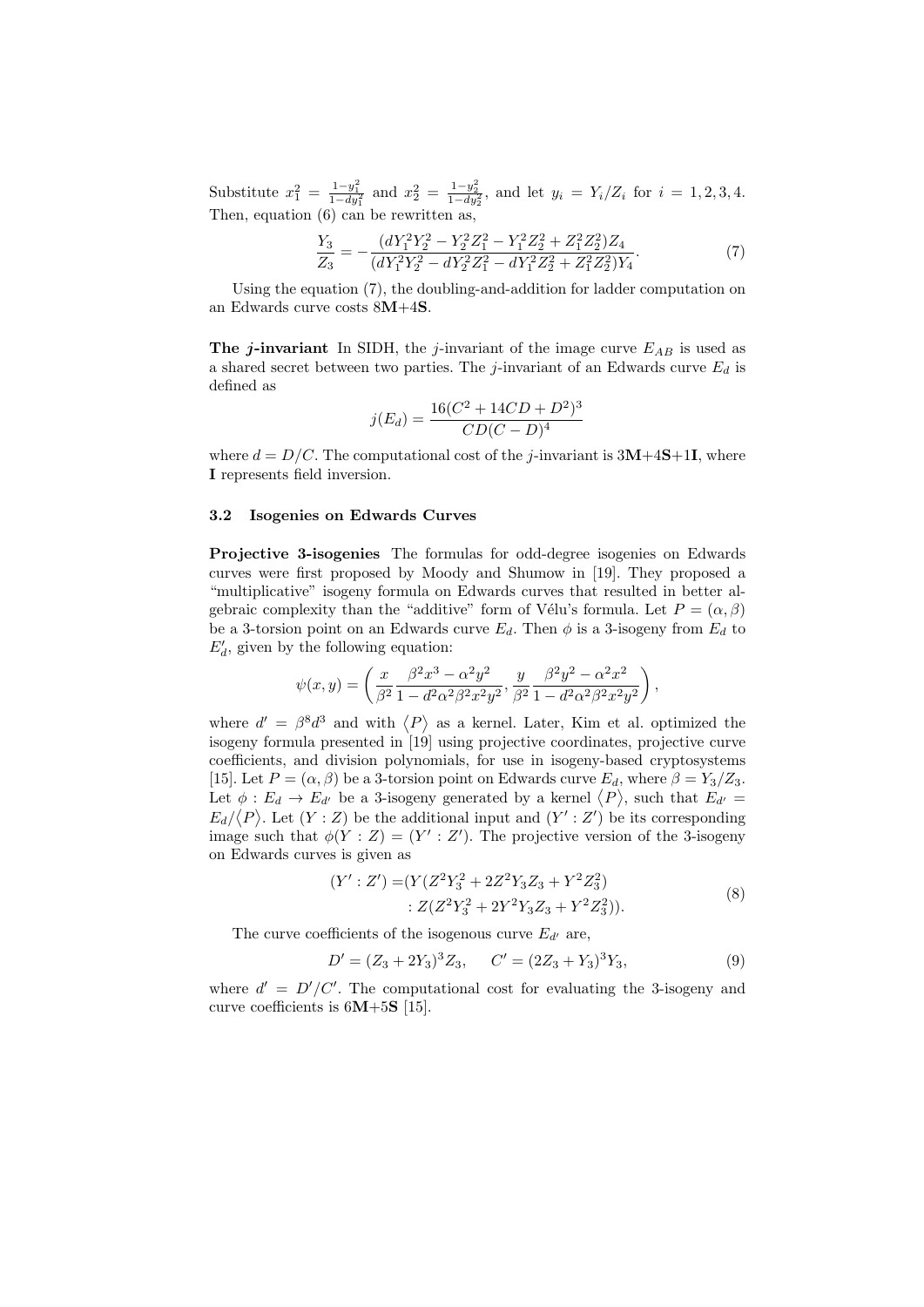Substitute $x_1^2 = \frac{1-y_1^2}{1-dy_1^2}$ and $x_2^2 = \frac{1-y_2^2}{1-dy_2^2}$, and let $y_i = Y_i/Z_i$ for $i = 1, 2, 3, 4$. Then, equation (6) can be rewritten as,

$$\frac{Y_3}{Z_3} = -\frac{(dY_1^2Y_2^2 - Y_2^2Z_1^2 - Y_1^2Z_2^2 + Z_1^2Z_2^2)Z_4}{(dY_1^2Y_2^2 - dY_2^2Z_1^2 - dY_1^2Z_2^2 + Z_1^2Z_2^2)Y_4}. \tag{7}$$

Using the equation (7), the doubling-and-addition for ladder computation on an Edwards curve costs 8**M**+4**S**.

**The *j*-invariant** In SIDH, the $j$-invariant of the image curve $E_{AB}$ is used as a shared secret between two parties. The $j$-invariant of an Edwards curve $E_d$ is defined as

$$j(E_d) = \frac{16(C^2 + 14CD + D^2)^3}{CD(C-D)^4}$$

where $d = D/C$. The computational cost of the $j$-invariant is 3**M**+4**S**+1**I**, where **I** represents field inversion.

### 3.2 Isogenies on Edwards Curves

**Projective 3-isogenies** The formulas for odd-degree isogenies on Edwards curves were first proposed by Moody and Shumow in [19]. They proposed a "multiplicative" isogeny formula on Edwards curves that resulted in better algebraic complexity than the "additive" form of Vélu's formula. Let $P = (\alpha, \beta)$ be a 3-torsion point on an Edwards curve $E_d$. Then $\phi$ is a 3-isogeny from $E_d$ to $E'_d$, given by the following equation:

$$\psi(x, y) = \left( \frac{x}{\beta^2} \frac{\beta^2 x^3 - \alpha^2 y^2}{1 - d^2\alpha^2\beta^2x^2y^2}, \frac{y}{\beta^2} \frac{\beta^2 y^2 - \alpha^2 x^2}{1 - d^2\alpha^2\beta^2x^2y^2} \right),$$

where $d' = \beta^8 d^3$ and with $\langle P \rangle$ as a kernel. Later, Kim et al. optimized the isogeny formula presented in [19] using projective coordinates, projective curve coefficients, and division polynomials, for use in isogeny-based cryptosystems [15]. Let $P = (\alpha, \beta)$ be a 3-torsion point on Edwards curve $E_d$, where $\beta = Y_3/Z_3$. Let $\phi : E_d \to E_{d'}$ be a 3-isogeny generated by a kernel $\langle P \rangle$, such that $E_{d'} = E_d/\langle P \rangle$. Let $(Y : Z)$ be the additional input and $(Y' : Z')$ be its corresponding image such that $\phi(Y : Z) = (Y' : Z')$. The projective version of the 3-isogeny on Edwards curves is given as

$$\begin{aligned}(Y' : Z') =& (Y(Z^2Y_3^2 + 2Z^2Y_3Z_3 + Y^2Z_3^2) \\ & : Z(Z^2Y_3^2 + 2Y^2Y_3Z_3 + Y^2Z_3^2)).\end{aligned} \tag{8}$$

The curve coefficients of the isogenous curve $E_{d'}$ are,

$$D' = (Z_3 + 2Y_3)^3 Z_3, \qquad C' = (2Z_3 + Y_3)^3 Y_3, \tag{9}$$

where $d' = D'/C'$. The computational cost for evaluating the 3-isogeny and curve coefficients is 6**M**+5**S** [15].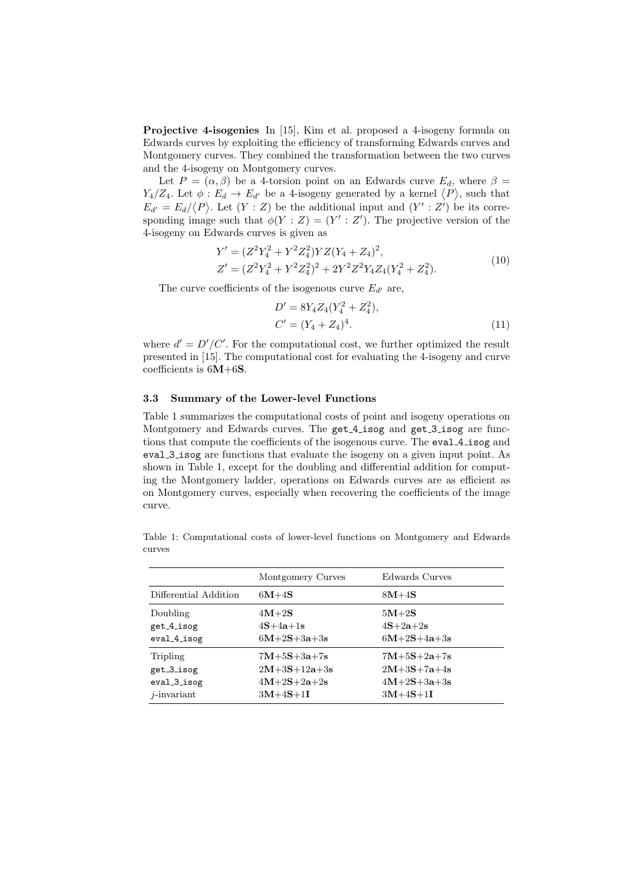**Projective 4-isogenies** In [15], Kim et al. proposed a 4-isogeny formula on Edwards curves by exploiting the efficiency of transforming Edwards curves and Montgomery curves. They combined the transformation between the two curves and the 4-isogeny on Montgomery curves.

Let $P = (\alpha, \beta)$ be a 4-torsion point on an Edwards curve $E_d$, where $\beta = Y_4/Z_4$. Let $\phi : E_d \to E_{d'}$ be a 4-isogeny generated by a kernel $\langle P \rangle$, such that $E_{d'} = E_d/\langle P \rangle$. Let $(Y : Z)$ be the additional input and $(Y' : Z')$ be its corresponding image such that $\phi(Y : Z) = (Y' : Z')$. The projective version of the 4-isogeny on Edwards curves is given as

$$
\begin{aligned}
Y' &= (Z^2Y_4^2 + Y^2Z_4^2)YZ(Y_4 + Z_4)^2, \\
Z' &= (Z^2Y_4^2 + Y^2Z_4^2)^2 + 2Y^2Z^2Y_4Z_4(Y_4^2 + Z_4^2).
\end{aligned}
\tag{10}
$$

The curve coefficients of the isogenous curve $E_{d'}$ are,

$$
\begin{aligned}
D' &= 8Y_4Z_4(Y_4^2 + Z_4^2), \\
C' &= (Y_4 + Z_4)^4.
\end{aligned}
\tag{11}
$$

where $d' = D'/C'$. For the computational cost, we further optimized the result presented in [15]. The computational cost for evaluating the 4-isogeny and curve coefficients is 6**M**+6**S**.

### 3.3 Summary of the Lower-level Functions

Table 1 summarizes the computational costs of point and isogeny operations on Montgomery and Edwards curves. The `get_4_isog` and `get_3_isog` are functions that compute the coefficients of the isogenous curve. The `eval_4_isog` and `eval_3_isog` are functions that evaluate the isogeny on a given input point. As shown in Table 1, except for the doubling and differential addition for computing the Montgomery ladder, operations on Edwards curves are as efficient as on Montgomery curves, especially when recovering the coefficients of the image curve.

Table 1: Computational costs of lower-level functions on Montgomery and Edwards curves

| | Montgomery Curves | Edwards Curves |
|---|---|---|
| Differential Addition | 6**M**+4**S** | 8**M**+4**S** |
| Doubling | 4**M**+2**S** | 5**M**+2**S** |
| `get_4_isog` | 4**S**+4**a**+1**s** | 4**S**+2**a**+2**s** |
| `eval_4_isog` | 6**M**+2**S**+3**a**+3**s** | 6**M**+2**S**+4**a**+3**s** |
| Tripling | 7**M**+5**S**+3**a**+7**s** | 7**M**+5**S**+2**a**+7**s** |
| `get_3_isog` | 2**M**+3**S**+12**a**+3**s** | 2**M**+3**S**+7**a**+4**s** |
| `eval_3_isog` | 4**M**+2**S**+2**a**+2**s** | 4**M**+2**S**+3**a**+3**s** |
| $j$-invariant | 3**M**+4**S**+1**I** | 3**M**+4**S**+1**I** |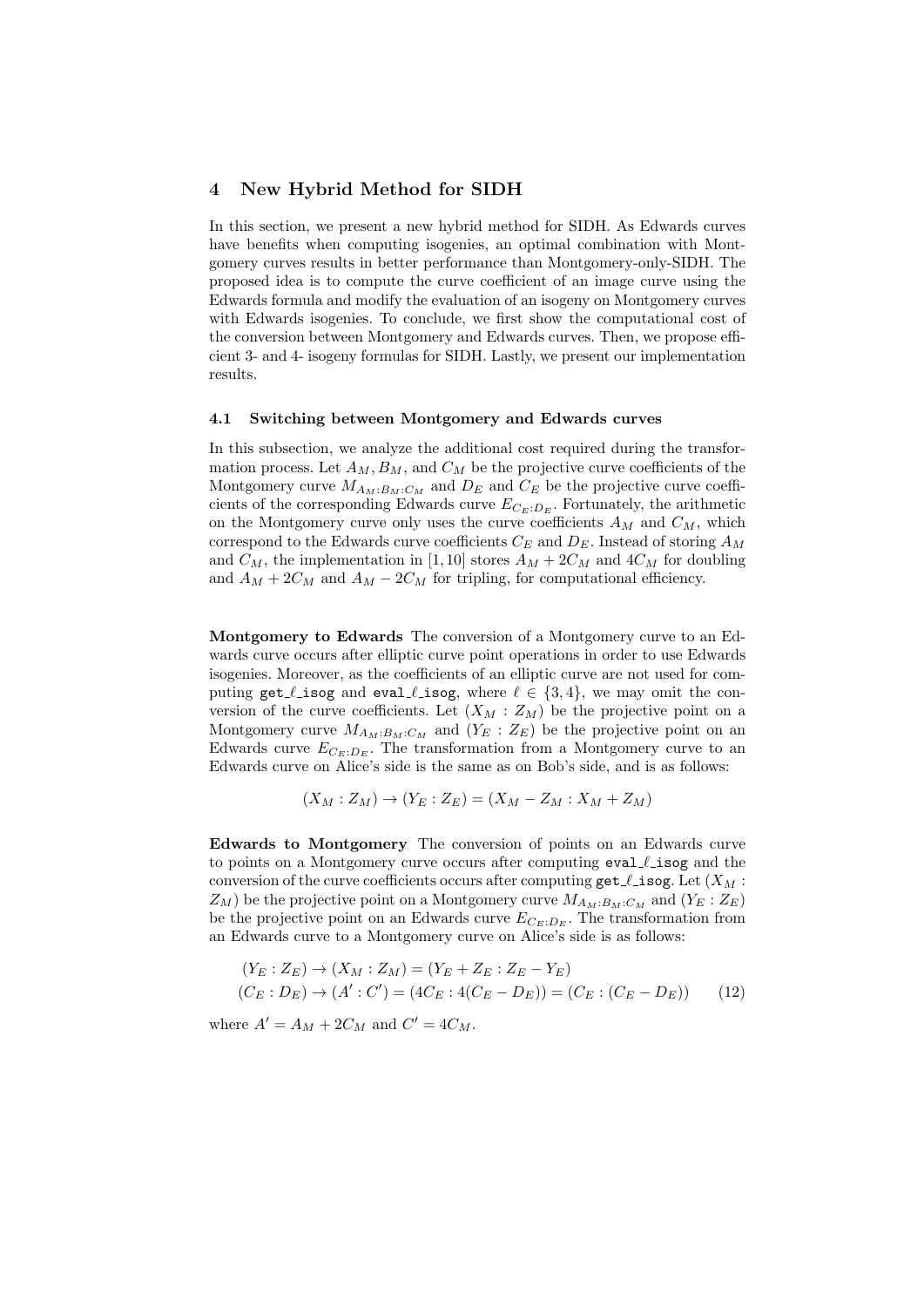## 4 New Hybrid Method for SIDH

In this section, we present a new hybrid method for SIDH. As Edwards curves have benefits when computing isogenies, an optimal combination with Montgomery curves results in better performance than Montgomery-only-SIDH. The proposed idea is to compute the curve coefficient of an image curve using the Edwards formula and modify the evaluation of an isogeny on Montgomery curves with Edwards isogenies. To conclude, we first show the computational cost of the conversion between Montgomery and Edwards curves. Then, we propose efficient 3- and 4- isogeny formulas for SIDH. Lastly, we present our implementation results.

### 4.1 Switching between Montgomery and Edwards curves

In this subsection, we analyze the additional cost required during the transformation process. Let $A_M, B_M$, and $C_M$ be the projective curve coefficients of the Montgomery curve $M_{A_M:B_M:C_M}$ and $D_E$ and $C_E$ be the projective curve coefficients of the corresponding Edwards curve $E_{C_E:D_E}$. Fortunately, the arithmetic on the Montgomery curve only uses the curve coefficients $A_M$ and $C_M$, which correspond to the Edwards curve coefficients $C_E$ and $D_E$. Instead of storing $A_M$ and $C_M$, the implementation in [1, 10] stores $A_M + 2C_M$ and $4C_M$ for doubling and $A_M + 2C_M$ and $A_M - 2C_M$ for tripling, for computational efficiency.

**Montgomery to Edwards** The conversion of a Montgomery curve to an Edwards curve occurs after elliptic curve point operations in order to use Edwards isogenies. Moreover, as the coefficients of an elliptic curve are not used for computing get_$\ell$_isog and eval_$\ell$_isog, where $\ell \in \{3, 4\}$, we may omit the conversion of the curve coefficients. Let $(X_M : Z_M)$ be the projective point on a Montgomery curve $M_{A_M:B_M:C_M}$ and $(Y_E : Z_E)$ be the projective point on an Edwards curve $E_{C_E:D_E}$. The transformation from a Montgomery curve to an Edwards curve on Alice's side is the same as on Bob's side, and is as follows:

$$(X_M : Z_M) \to (Y_E : Z_E) = (X_M - Z_M : X_M + Z_M)$$

**Edwards to Montgomery** The conversion of points on an Edwards curve to points on a Montgomery curve occurs after computing eval_$\ell$_isog and the conversion of the curve coefficients occurs after computing get_$\ell$_isog. Let $(X_M : Z_M)$ be the projective point on a Montgomery curve $M_{A_M:B_M:C_M}$ and $(Y_E : Z_E)$ be the projective point on an Edwards curve $E_{C_E:D_E}$. The transformation from an Edwards curve to a Montgomery curve on Alice's side is as follows:

$$(Y_E : Z_E) \to (X_M : Z_M) = (Y_E + Z_E : Z_E - Y_E)$$
$$(C_E : D_E) \to (A' : C') = (4C_E : 4(C_E - D_E)) = (C_E : (C_E - D_E)) \qquad (12)$$

where $A' = A_M + 2C_M$ and $C' = 4C_M$.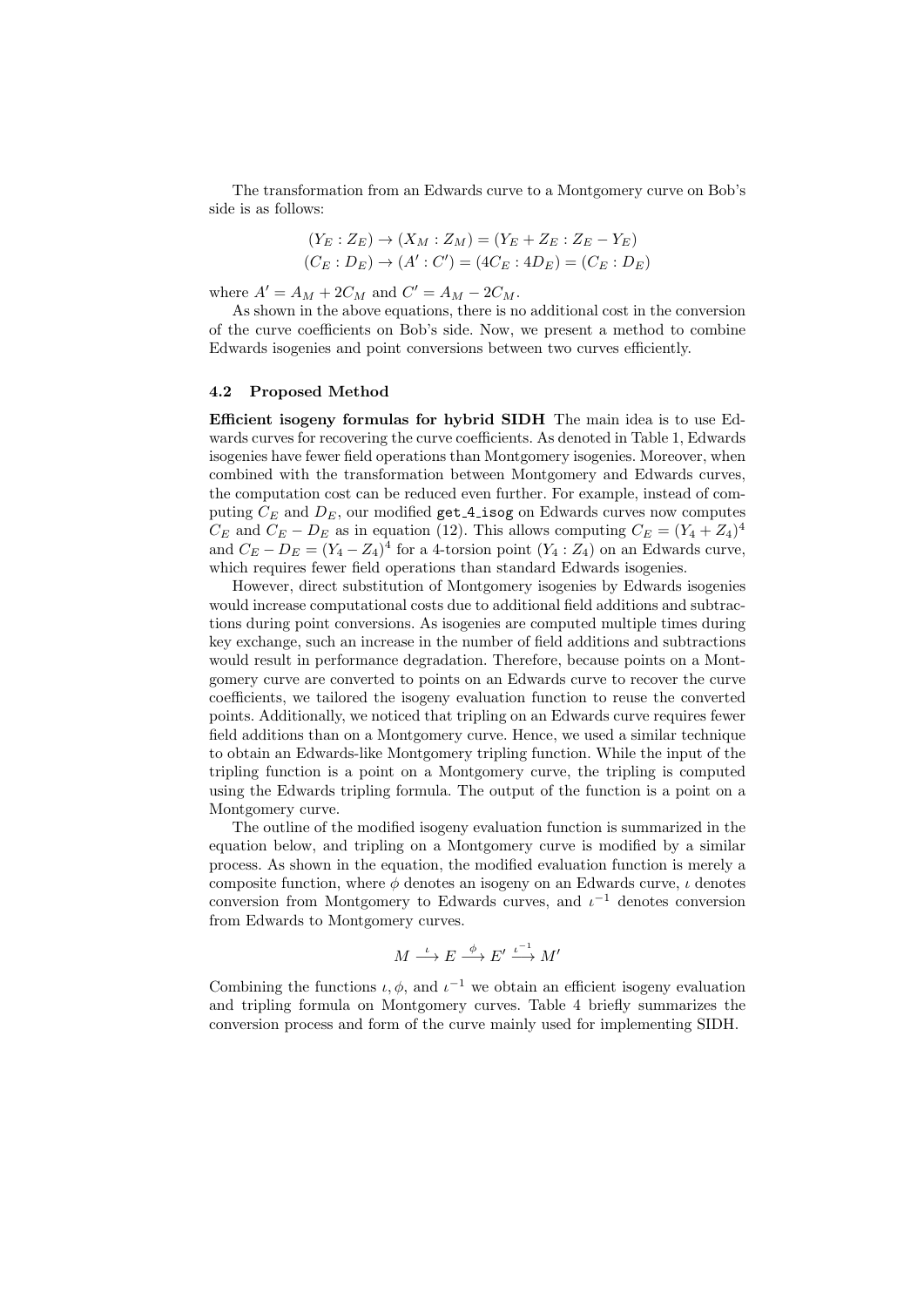The transformation from an Edwards curve to a Montgomery curve on Bob's side is as follows:

$$(Y_E : Z_E) \rightarrow (X_M : Z_M) = (Y_E + Z_E : Z_E - Y_E)$$
$$(C_E : D_E) \rightarrow (A' : C') = (4C_E : 4D_E) = (C_E : D_E)$$

where $A' = A_M + 2C_M$ and $C' = A_M - 2C_M$.

As shown in the above equations, there is no additional cost in the conversion of the curve coefficients on Bob's side. Now, we present a method to combine Edwards isogenies and point conversions between two curves efficiently.

### 4.2 Proposed Method

**Efficient isogeny formulas for hybrid SIDH** The main idea is to use Edwards curves for recovering the curve coefficients. As denoted in Table 1, Edwards isogenies have fewer field operations than Montgomery isogenies. Moreover, when combined with the transformation between Montgomery and Edwards curves, the computation cost can be reduced even further. For example, instead of computing $C_E$ and $D_E$, our modified `get_4_isog` on Edwards curves now computes $C_E$ and $C_E - D_E$ as in equation (12). This allows computing $C_E = (Y_4 + Z_4)^4$ and $C_E - D_E = (Y_4 - Z_4)^4$ for a 4-torsion point $(Y_4 : Z_4)$ on an Edwards curve, which requires fewer field operations than standard Edwards isogenies.

However, direct substitution of Montgomery isogenies by Edwards isogenies would increase computational costs due to additional field additions and subtractions during point conversions. As isogenies are computed multiple times during key exchange, such an increase in the number of field additions and subtractions would result in performance degradation. Therefore, because points on a Montgomery curve are converted to points on an Edwards curve to recover the curve coefficients, we tailored the isogeny evaluation function to reuse the converted points. Additionally, we noticed that tripling on an Edwards curve requires fewer field additions than on a Montgomery curve. Hence, we used a similar technique to obtain an Edwards-like Montgomery tripling function. While the input of the tripling function is a point on a Montgomery curve, the tripling is computed using the Edwards tripling formula. The output of the function is a point on a Montgomery curve.

The outline of the modified isogeny evaluation function is summarized in the equation below, and tripling on a Montgomery curve is modified by a similar process. As shown in the equation, the modified evaluation function is merely a composite function, where $\phi$ denotes an isogeny on an Edwards curve, $\iota$ denotes conversion from Montgomery to Edwards curves, and $\iota^{-1}$ denotes conversion from Edwards to Montgomery curves.

$$M \xrightarrow{\iota} E \xrightarrow{\phi} E' \xrightarrow{\iota^{-1}} M'$$

Combining the functions $\iota, \phi$, and $\iota^{-1}$ we obtain an efficient isogeny evaluation and tripling formula on Montgomery curves. Table 4 briefly summarizes the conversion process and form of the curve mainly used for implementing SIDH.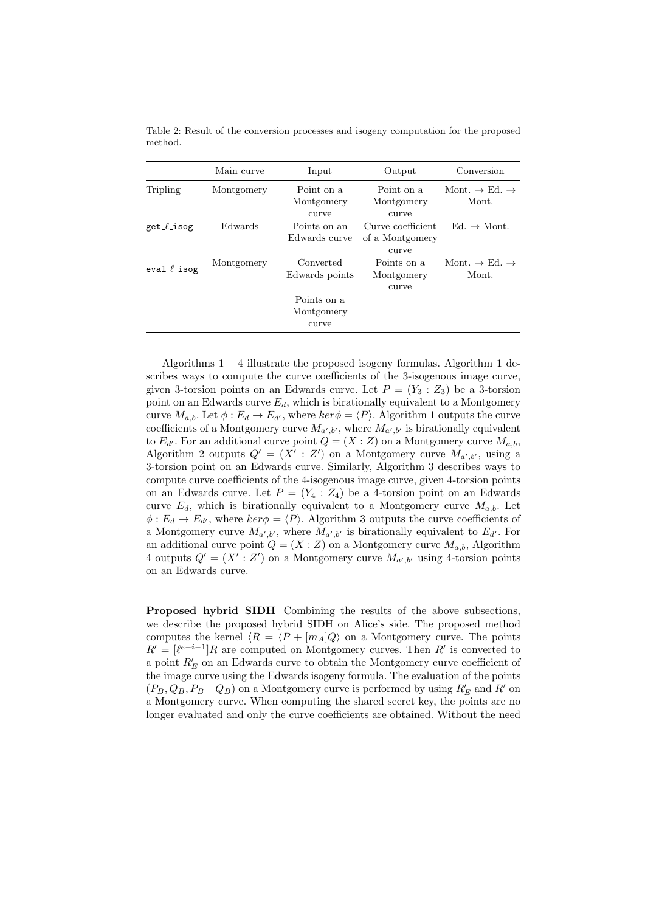Table 2: Result of the conversion processes and isogeny computation for the proposed method.

| | Main curve | Input | Output | Conversion |
|---|---|---|---|---|
| Tripling | Montgomery | Point on a Montgomery curve | Point on a Montgomery curve | Mont. $\rightarrow$ Ed. $\rightarrow$ Mont. |
| get_$\ell$_isog | Edwards | Points on an Edwards curve | Curve coefficient of a Montgomery curve | Ed. $\rightarrow$ Mont. |
| eval_$\ell$_isog | Montgomery | Converted Edwards points | Points on a Montgomery curve | Mont. $\rightarrow$ Ed. $\rightarrow$ Mont. |
| | | Points on a Montgomery curve | | |

Algorithms 1 – 4 illustrate the proposed isogeny formulas. Algorithm 1 describes ways to compute the curve coefficients of the 3-isogenous image curve, given 3-torsion points on an Edwards curve. Let $P = (Y_3 : Z_3)$ be a 3-torsion point on an Edwards curve $E_d$, which is birationally equivalent to a Montgomery curve $M_{a,b}$. Let $\phi : E_d \rightarrow E_{d'}$, where $ker\phi = \langle P \rangle$. Algorithm 1 outputs the curve coefficients of a Montgomery curve $M_{a',b'}$, where $M_{a',b'}$ is birationally equivalent to $E_{d'}$. For an additional curve point $Q = (X : Z)$ on a Montgomery curve $M_{a,b}$, Algorithm 2 outputs $Q' = (X' : Z')$ on a Montgomery curve $M_{a',b'}$, using a 3-torsion point on an Edwards curve. Similarly, Algorithm 3 describes ways to compute curve coefficients of the 4-isogenous image curve, given 4-torsion points on an Edwards curve. Let $P = (Y_4 : Z_4)$ be a 4-torsion point on an Edwards curve $E_d$, which is birationally equivalent to a Montgomery curve $M_{a,b}$. Let $\phi : E_d \rightarrow E_{d'}$, where $ker\phi = \langle P \rangle$. Algorithm 3 outputs the curve coefficients of a Montgomery curve $M_{a',b'}$, where $M_{a',b'}$ is birationally equivalent to $E_{d'}$. For an additional curve point $Q = (X : Z)$ on a Montgomery curve $M_{a,b}$, Algorithm 4 outputs $Q' = (X' : Z')$ on a Montgomery curve $M_{a',b'}$ using 4-torsion points on an Edwards curve.

**Proposed hybrid SIDH** Combining the results of the above subsections, we describe the proposed hybrid SIDH on Alice's side. The proposed method computes the kernel $\langle R = \langle P + [m_A]Q \rangle$ on a Montgomery curve. The points $R' = [\ell^{e-i-1}]R$ are computed on Montgomery curves. Then $R'$ is converted to a point $R'_E$ on an Edwards curve to obtain the Montgomery curve coefficient of the image curve using the Edwards isogeny formula. The evaluation of the points $(P_B, Q_B, P_B - Q_B)$ on a Montgomery curve is performed by using $R'_E$ and $R'$ on a Montgomery curve. When computing the shared secret key, the points are no longer evaluated and only the curve coefficients are obtained. Without the need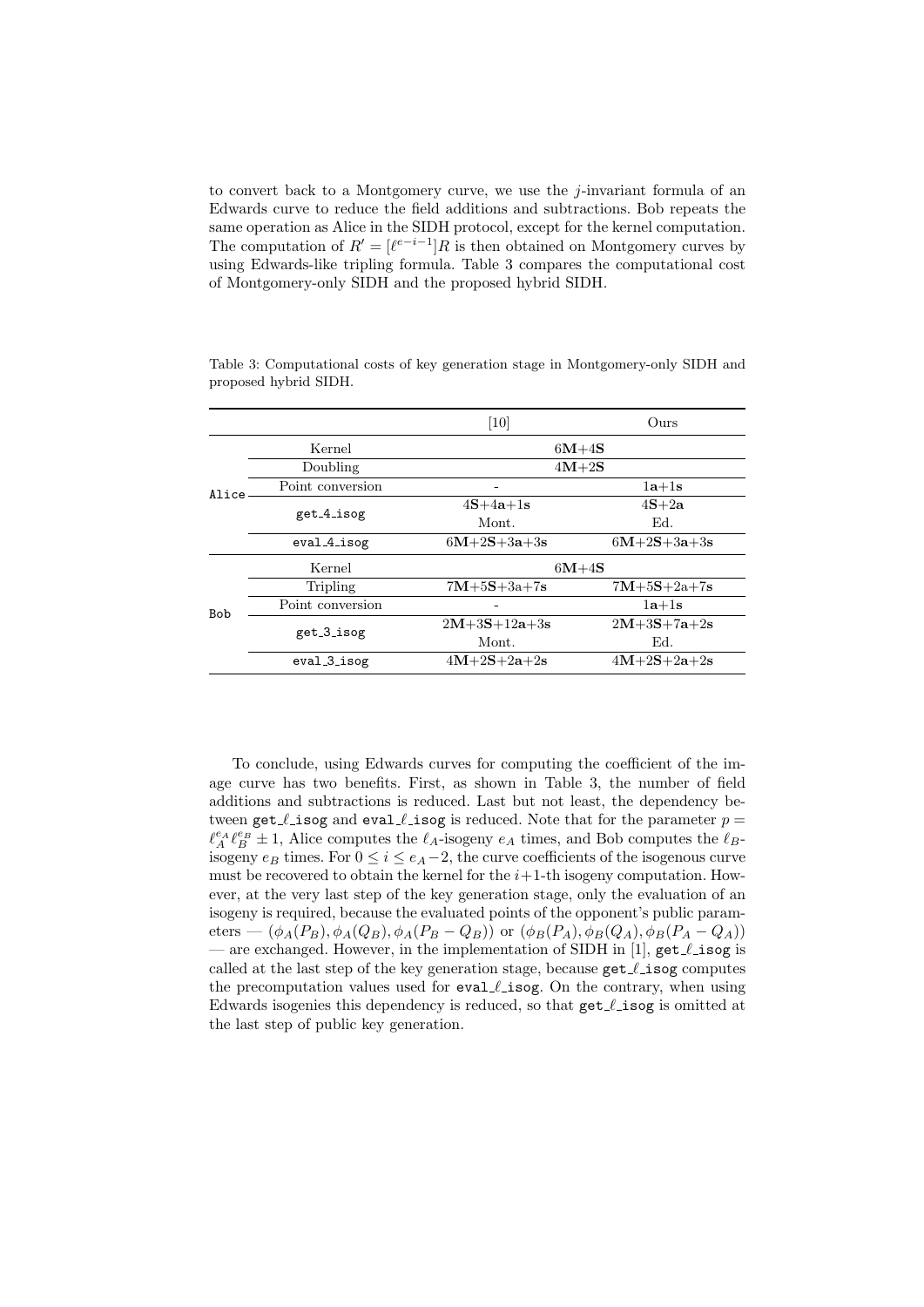to convert back to a Montgomery curve, we use the $j$-invariant formula of an Edwards curve to reduce the field additions and subtractions. Bob repeats the same operation as Alice in the SIDH protocol, except for the kernel computation. The computation of $R' = [\ell^{e-i-1}]R$ is then obtained on Montgomery curves by using Edwards-like tripling formula. Table 3 compares the computational cost of Montgomery-only SIDH and the proposed hybrid SIDH.

Table 3: Computational costs of key generation stage in Montgomery-only SIDH and proposed hybrid SIDH.

| | | [10] | Ours |
|---|---|---|---|
| Alice | Kernel | 6**M**+4**S** | |
| | Doubling | 4**M**+2**S** | |
| | Point conversion | - | 1**a**+1**s** |
| | `get_4_isog` | 4**S**+4**a**+1**s** Mont. | 4**S**+2**a** Ed. |
| | `eval_4_isog` | 6**M**+2**S**+3**a**+3**s** | 6**M**+2**S**+3**a**+3**s** |
| Bob | Kernel | 6**M**+4**S** | |
| | Tripling | 7**M**+5**S**+3**a**+7**s** | 7**M**+5**S**+2**a**+7**s** |
| | Point conversion | - | 1**a**+1**s** |
| | `get_3_isog` | 2**M**+3**S**+12**a**+3**s** Mont. | 2**M**+3**S**+7**a**+2**s** Ed. |
| | `eval_3_isog` | 4**M**+2**S**+2**a**+2**s** | 4**M**+2**S**+2**a**+2**s** |

To conclude, using Edwards curves for computing the coefficient of the image curve has two benefits. First, as shown in Table 3, the number of field additions and subtractions is reduced. Last but not least, the dependency between `get_ℓ_isog` and `eval_ℓ_isog` is reduced. Note that for the parameter $p = \ell_A^{e_A}\ell_B^{e_B} \pm 1$, Alice computes the $\ell_A$-isogeny $e_A$ times, and Bob computes the $\ell_B$-isogeny $e_B$ times. For $0 \le i \le e_A - 2$, the curve coefficients of the isogenous curve must be recovered to obtain the kernel for the $i$+1-th isogeny computation. However, at the very last step of the key generation stage, only the evaluation of an isogeny is required, because the evaluated points of the opponent's public parameters — $(\phi_A(P_B), \phi_A(Q_B), \phi_A(P_B - Q_B))$ or $(\phi_B(P_A), \phi_B(Q_A), \phi_B(P_A - Q_A))$ — are exchanged. However, in the implementation of SIDH in [1], `get_ℓ_isog` is called at the last step of the key generation stage, because `get_ℓ_isog` computes the precomputation values used for `eval_ℓ_isog`. On the contrary, when using Edwards isogenies this dependency is reduced, so that `get_ℓ_isog` is omitted at the last step of public key generation.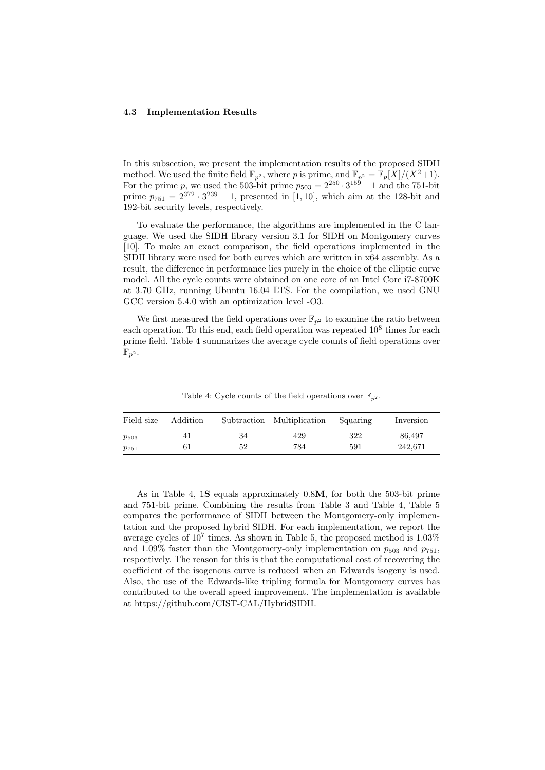### 4.3 Implementation Results

In this subsection, we present the implementation results of the proposed SIDH method. We used the finite field $\mathbb{F}_{p^2}$, where $p$ is prime, and $\mathbb{F}_{p^2} = \mathbb{F}_p[X]/(X^2+1)$. For the prime $p$, we used the 503-bit prime $p_{503} = 2^{250} \cdot 3^{159} - 1$ and the 751-bit prime $p_{751} = 2^{372} \cdot 3^{239} - 1$, presented in [1, 10], which aim at the 128-bit and 192-bit security levels, respectively.

To evaluate the performance, the algorithms are implemented in the C language. We used the SIDH library version 3.1 for SIDH on Montgomery curves [10]. To make an exact comparison, the field operations implemented in the SIDH library were used for both curves which are written in x64 assembly. As a result, the difference in performance lies purely in the choice of the elliptic curve model. All the cycle counts were obtained on one core of an Intel Core i7-8700K at 3.70 GHz, running Ubuntu 16.04 LTS. For the compilation, we used GNU GCC version 5.4.0 with an optimization level -O3.

We first measured the field operations over $\mathbb{F}_{p^2}$ to examine the ratio between each operation. To this end, each field operation was repeated $10^8$ times for each prime field. Table 4 summarizes the average cycle counts of field operations over $\mathbb{F}_{p^2}$.

Table 4: Cycle counts of the field operations over $\mathbb{F}_{p^2}$.

| Field size | Addition | Subtraction | Multiplication | Squaring | Inversion |
|---|---|---|---|---|---|
| $p_{503}$ | 41 | 34 | 429 | 322 | 86,497 |
| $p_{751}$ | 61 | 52 | 784 | 591 | 242,671 |

As in Table 4, 1**S** equals approximately 0.8**M**, for both the 503-bit prime and 751-bit prime. Combining the results from Table 3 and Table 4, Table 5 compares the performance of SIDH between the Montgomery-only implementation and the proposed hybrid SIDH. For each implementation, we report the average cycles of $10^7$ times. As shown in Table 5, the proposed method is 1.03% and 1.09% faster than the Montgomery-only implementation on $p_{503}$ and $p_{751}$, respectively. The reason for this is that the computational cost of recovering the coefficient of the isogenous curve is reduced when an Edwards isogeny is used. Also, the use of the Edwards-like tripling formula for Montgomery curves has contributed to the overall speed improvement. The implementation is available at https://github.com/CIST-CAL/HybridSIDH.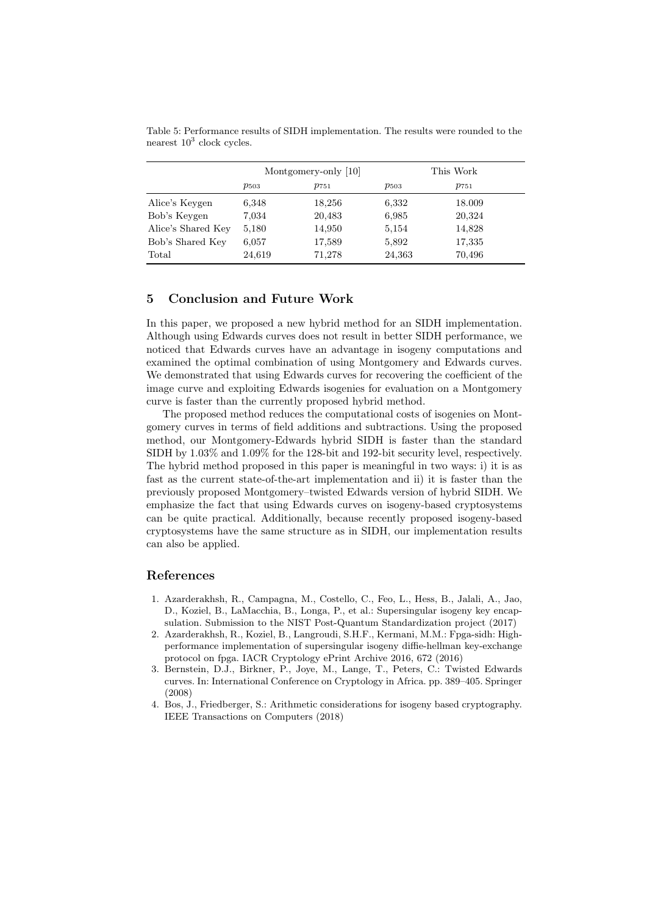Table 5: Performance results of SIDH implementation. The results were rounded to the nearest $10^3$ clock cycles.

| | Montgomery-only [10] | | This Work | |
|---|---|---|---|---|
| | $p_{503}$ | $p_{751}$ | $p_{503}$ | $p_{751}$ |
| Alice's Keygen | 6,348 | 18,256 | 6,332 | 18.009 |
| Bob's Keygen | 7,034 | 20,483 | 6,985 | 20,324 |
| Alice's Shared Key | 5,180 | 14,950 | 5,154 | 14,828 |
| Bob's Shared Key | 6,057 | 17,589 | 5,892 | 17,335 |
| Total | 24,619 | 71,278 | 24,363 | 70,496 |

## 5 Conclusion and Future Work

In this paper, we proposed a new hybrid method for an SIDH implementation. Although using Edwards curves does not result in better SIDH performance, we noticed that Edwards curves have an advantage in isogeny computations and examined the optimal combination of using Montgomery and Edwards curves. We demonstrated that using Edwards curves for recovering the coefficient of the image curve and exploiting Edwards isogenies for evaluation on a Montgomery curve is faster than the currently proposed hybrid method.

The proposed method reduces the computational costs of isogenies on Montgomery curves in terms of field additions and subtractions. Using the proposed method, our Montgomery-Edwards hybrid SIDH is faster than the standard SIDH by 1.03% and 1.09% for the 128-bit and 192-bit security level, respectively. The hybrid method proposed in this paper is meaningful in two ways: i) it is as fast as the current state-of-the-art implementation and ii) it is faster than the previously proposed Montgomery–twisted Edwards version of hybrid SIDH. We emphasize the fact that using Edwards curves on isogeny-based cryptosystems can be quite practical. Additionally, because recently proposed isogeny-based cryptosystems have the same structure as in SIDH, our implementation results can also be applied.

## References

1. Azarderakhsh, R., Campagna, M., Costello, C., Feo, L., Hess, B., Jalali, A., Jao, D., Koziel, B., LaMacchia, B., Longa, P., et al.: Supersingular isogeny key encapsulation. Submission to the NIST Post-Quantum Standardization project (2017)
2. Azarderakhsh, R., Koziel, B., Langroudi, S.H.F., Kermani, M.M.: Fpga-sidh: High-performance implementation of supersingular isogeny diffie-hellman key-exchange protocol on fpga. IACR Cryptology ePrint Archive 2016, 672 (2016)
3. Bernstein, D.J., Birkner, P., Joye, M., Lange, T., Peters, C.: Twisted Edwards curves. In: International Conference on Cryptology in Africa. pp. 389–405. Springer (2008)
4. Bos, J., Friedberger, S.: Arithmetic considerations for isogeny based cryptography. IEEE Transactions on Computers (2018)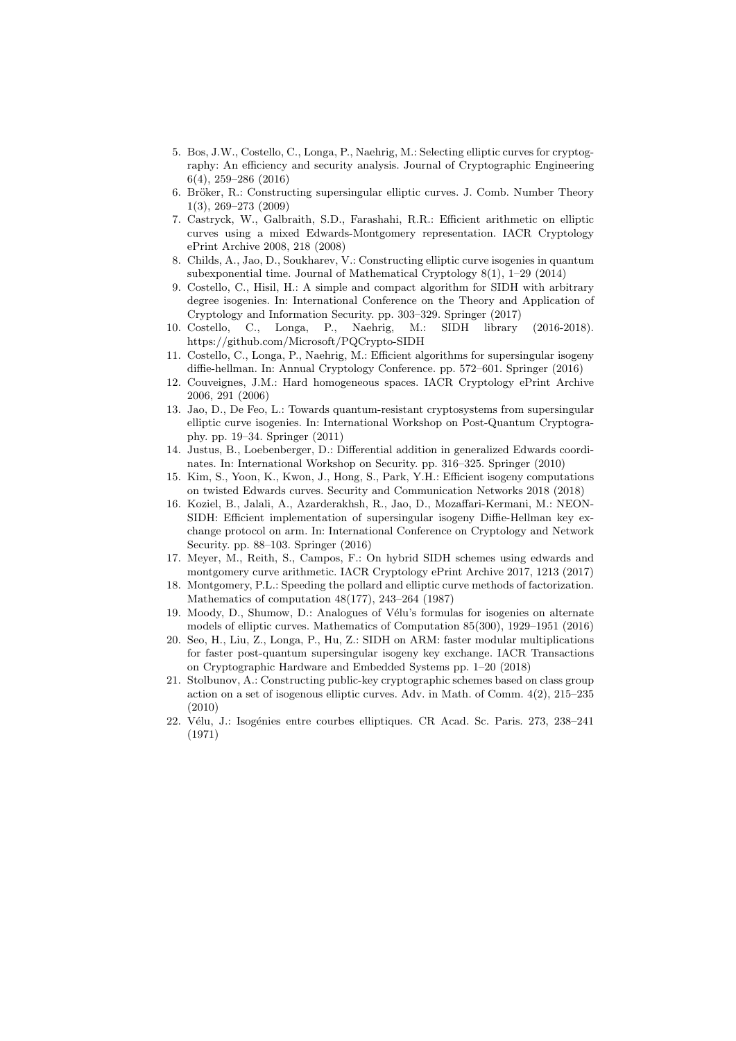5. Bos, J.W., Costello, C., Longa, P., Naehrig, M.: Selecting elliptic curves for cryptography: An efficiency and security analysis. Journal of Cryptographic Engineering 6(4), 259–286 (2016)
6. Bröker, R.: Constructing supersingular elliptic curves. J. Comb. Number Theory 1(3), 269–273 (2009)
7. Castryck, W., Galbraith, S.D., Farashahi, R.R.: Efficient arithmetic on elliptic curves using a mixed Edwards-Montgomery representation. IACR Cryptology ePrint Archive 2008, 218 (2008)
8. Childs, A., Jao, D., Soukharev, V.: Constructing elliptic curve isogenies in quantum subexponential time. Journal of Mathematical Cryptology 8(1), 1–29 (2014)
9. Costello, C., Hisil, H.: A simple and compact algorithm for SIDH with arbitrary degree isogenies. In: International Conference on the Theory and Application of Cryptology and Information Security. pp. 303–329. Springer (2017)
10. Costello, C., Longa, P., Naehrig, M.: SIDH library (2016-2018). https://github.com/Microsoft/PQCrypto-SIDH
11. Costello, C., Longa, P., Naehrig, M.: Efficient algorithms for supersingular isogeny diffie-hellman. In: Annual Cryptology Conference. pp. 572–601. Springer (2016)
12. Couveignes, J.M.: Hard homogeneous spaces. IACR Cryptology ePrint Archive 2006, 291 (2006)
13. Jao, D., De Feo, L.: Towards quantum-resistant cryptosystems from supersingular elliptic curve isogenies. In: International Workshop on Post-Quantum Cryptography. pp. 19–34. Springer (2011)
14. Justus, B., Loebenberger, D.: Differential addition in generalized Edwards coordinates. In: International Workshop on Security. pp. 316–325. Springer (2010)
15. Kim, S., Yoon, K., Kwon, J., Hong, S., Park, Y.H.: Efficient isogeny computations on twisted Edwards curves. Security and Communication Networks 2018 (2018)
16. Koziel, B., Jalali, A., Azarderakhsh, R., Jao, D., Mozaffari-Kermani, M.: NEON-SIDH: Efficient implementation of supersingular isogeny Diffie-Hellman key exchange protocol on arm. In: International Conference on Cryptology and Network Security. pp. 88–103. Springer (2016)
17. Meyer, M., Reith, S., Campos, F.: On hybrid SIDH schemes using edwards and montgomery curve arithmetic. IACR Cryptology ePrint Archive 2017, 1213 (2017)
18. Montgomery, P.L.: Speeding the pollard and elliptic curve methods of factorization. Mathematics of computation 48(177), 243–264 (1987)
19. Moody, D., Shumow, D.: Analogues of Vélu's formulas for isogenies on alternate models of elliptic curves. Mathematics of Computation 85(300), 1929–1951 (2016)
20. Seo, H., Liu, Z., Longa, P., Hu, Z.: SIDH on ARM: faster modular multiplications for faster post-quantum supersingular isogeny key exchange. IACR Transactions on Cryptographic Hardware and Embedded Systems pp. 1–20 (2018)
21. Stolbunov, A.: Constructing public-key cryptographic schemes based on class group action on a set of isogenous elliptic curves. Adv. in Math. of Comm. 4(2), 215–235 (2010)
22. Vélu, J.: Isogénies entre courbes elliptiques. CR Acad. Sc. Paris. 273, 238–241 (1971)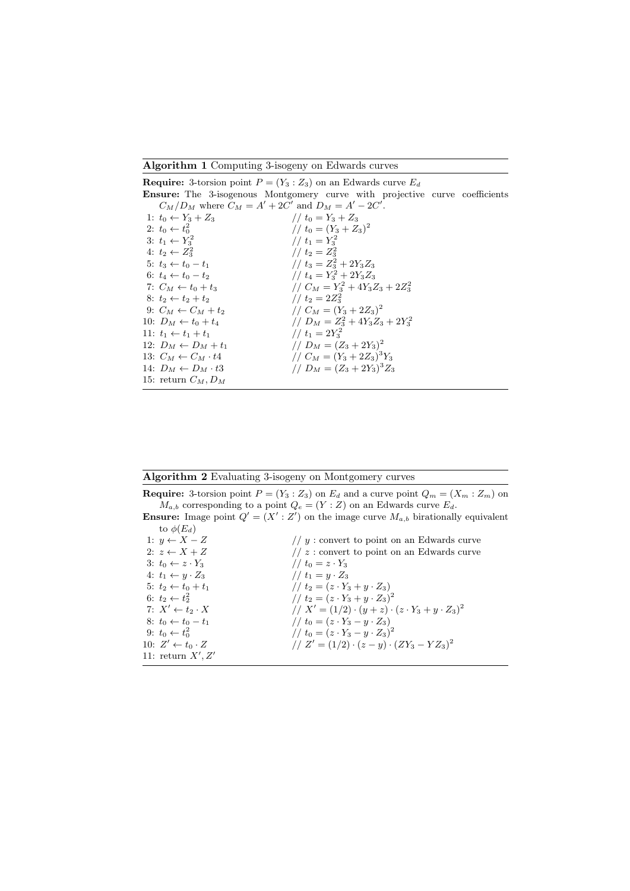**Algorithm 1** Computing 3-isogeny on Edwards curves

**Require:** 3-torsion point $P = (Y_3 : Z_3)$ on an Edwards curve $E_d$

**Ensure:** The 3-isogenous Montgomery curve with projective curve coefficients $C_M/D_M$ where $C_M = A' + 2C'$ and $D_M = A' - 2C'$.

1: $t_0 \leftarrow Y_3 + Z_3$ // $t_0 = Y_3 + Z_3$
2: $t_0 \leftarrow t_0^2$ // $t_0 = (Y_3 + Z_3)^2$
3: $t_1 \leftarrow Y_3^2$ // $t_1 = Y_3^2$
4: $t_2 \leftarrow Z_3^2$ // $t_2 = Z_3^2$
5: $t_3 \leftarrow t_0 - t_1$ // $t_3 = Z_3^2 + 2Y_3Z_3$
6: $t_4 \leftarrow t_0 - t_2$ // $t_4 = Y_3^2 + 2Y_3Z_3$
7: $C_M \leftarrow t_0 + t_3$ // $C_M = Y_3^2 + 4Y_3Z_3 + 2Z_3^2$
8: $t_2 \leftarrow t_2 + t_2$ // $t_2 = 2Z_3^2$
9: $C_M \leftarrow C_M + t_2$ // $C_M = (Y_3 + 2Z_3)^2$
10: $D_M \leftarrow t_0 + t_4$ // $D_M = Z_3^2 + 4Y_3Z_3 + 2Y_3^2$
11: $t_1 \leftarrow t_1 + t_1$ // $t_1 = 2Y_3^2$
12: $D_M \leftarrow D_M + t_1$ // $D_M = (Z_3 + 2Y_3)^2$
13: $C_M \leftarrow C_M \cdot t4$ // $C_M = (Y_3 + 2Z_3)^3 Y_3$
14: $D_M \leftarrow D_M \cdot t3$ // $D_M = (Z_3 + 2Y_3)^3 Z_3$
15: return $C_M, D_M$

**Algorithm 2** Evaluating 3-isogeny on Montgomery curves

**Require:** 3-torsion point $P = (Y_3 : Z_3)$ on $E_d$ and a curve point $Q_m = (X_m : Z_m)$ on $M_{a,b}$ corresponding to a point $Q_e = (Y : Z)$ on an Edwards curve $E_d$.

**Ensure:** Image point $Q' = (X' : Z')$ on the image curve $M_{a,b}$ birationally equivalent to $\phi(E_d)$

1: $y \leftarrow X - Z$ // $y$ : convert to point on an Edwards curve
2: $z \leftarrow X + Z$ // $z$ : convert to point on an Edwards curve
3: $t_0 \leftarrow z \cdot Y_3$ // $t_0 = z \cdot Y_3$
4: $t_1 \leftarrow y \cdot Z_3$ // $t_1 = y \cdot Z_3$
5: $t_2 \leftarrow t_0 + t_1$ // $t_2 = (z \cdot Y_3 + y \cdot Z_3)$
6: $t_2 \leftarrow t_2^2$ // $t_2 = (z \cdot Y_3 + y \cdot Z_3)^2$
7: $X' \leftarrow t_2 \cdot X$ // $X' = (1/2) \cdot (y + z) \cdot (z \cdot Y_3 + y \cdot Z_3)^2$
8: $t_0 \leftarrow t_0 - t_1$ // $t_0 = (z \cdot Y_3 - y \cdot Z_3)$
9: $t_0 \leftarrow t_0^2$ // $t_0 = (z \cdot Y_3 - y \cdot Z_3)^2$
10: $Z' \leftarrow t_0 \cdot Z$ // $Z' = (1/2) \cdot (z - y) \cdot (ZY_3 - YZ_3)^2$
11: return $X', Z'$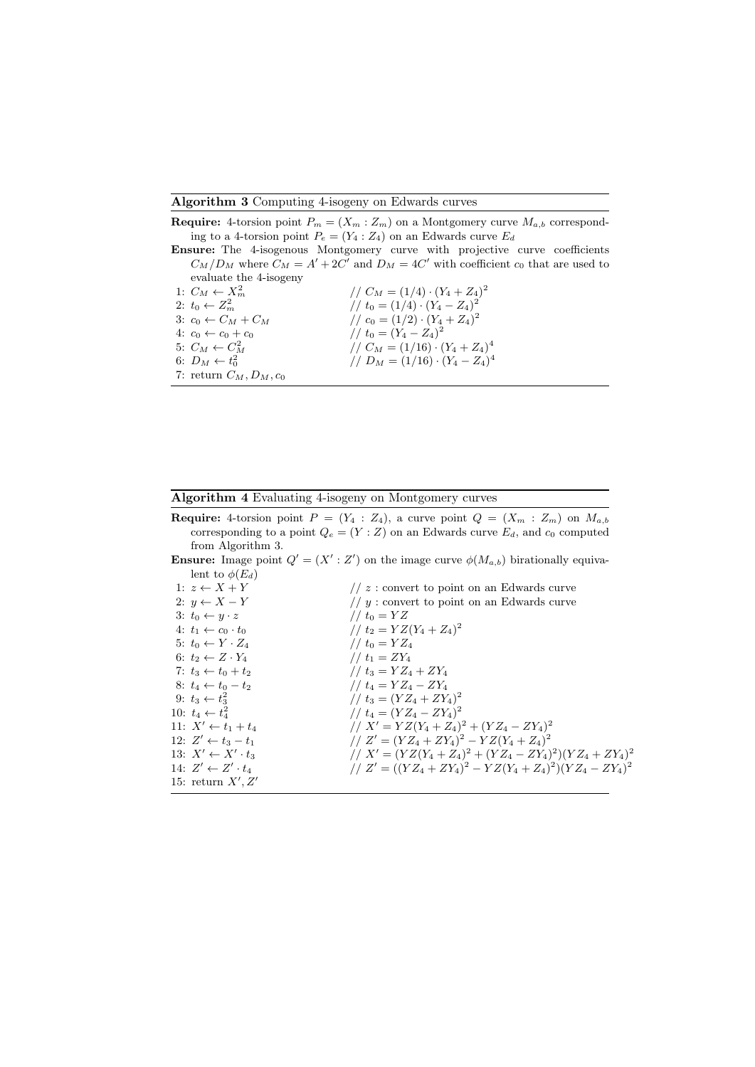**Algorithm 3** Computing 4-isogeny on Edwards curves

**Require:** 4-torsion point $P_m = (X_m : Z_m)$ on a Montgomery curve $M_{a,b}$ corresponding to a 4-torsion point $P_e = (Y_4 : Z_4)$ on an Edwards curve $E_d$

**Ensure:** The 4-isogenous Montgomery curve with projective curve coefficients $C_M/D_M$ where $C_M = A' + 2C'$ and $D_M = 4C'$ with coefficient $c_0$ that are used to evaluate the 4-isogeny

1: $C_M \leftarrow X_m^2$ // $C_M = (1/4) \cdot (Y_4 + Z_4)^2$
2: $t_0 \leftarrow Z_m^2$ // $t_0 = (1/4) \cdot (Y_4 - Z_4)^2$
3: $c_0 \leftarrow C_M + C_M$ // $c_0 = (1/2) \cdot (Y_4 + Z_4)^2$
4: $c_0 \leftarrow c_0 + c_0$ // $t_0 = (Y_4 - Z_4)^2$
5: $C_M \leftarrow C_M^2$ // $C_M = (1/16) \cdot (Y_4 + Z_4)^4$
6: $D_M \leftarrow t_0^2$ // $D_M = (1/16) \cdot (Y_4 - Z_4)^4$
7: return $C_M, D_M, c_0$

**Algorithm 4** Evaluating 4-isogeny on Montgomery curves

**Require:** 4-torsion point $P = (Y_4 : Z_4)$, a curve point $Q = (X_m : Z_m)$ on $M_{a,b}$ corresponding to a point $Q_e = (Y : Z)$ on an Edwards curve $E_d$, and $c_0$ computed from Algorithm 3.

**Ensure:** Image point $Q' = (X' : Z')$ on the image curve $\phi(M_{a,b})$ birationally equivalent to $\phi(E_d)$

1: $z \leftarrow X + Y$ // $z$ : convert to point on an Edwards curve
2: $y \leftarrow X - Y$ // $y$ : convert to point on an Edwards curve
3: $t_0 \leftarrow y \cdot z$ // $t_0 = YZ$
4: $t_1 \leftarrow c_0 \cdot t_0$ // $t_2 = YZ(Y_4 + Z_4)^2$
5: $t_0 \leftarrow Y \cdot Z_4$ // $t_0 = YZ_4$
6: $t_2 \leftarrow Z \cdot Y_4$ // $t_1 = ZY_4$
7: $t_3 \leftarrow t_0 + t_2$ // $t_3 = YZ_4 + ZY_4$
8: $t_4 \leftarrow t_0 - t_2$ // $t_4 = YZ_4 - ZY_4$
9: $t_3 \leftarrow t_3^2$ // $t_3 = (YZ_4 + ZY_4)^2$
10: $t_4 \leftarrow t_4^2$ // $t_4 = (YZ_4 - ZY_4)^2$
11: $X' \leftarrow t_1 + t_4$ // $X' = YZ(Y_4 + Z_4)^2 + (YZ_4 - ZY_4)^2$
12: $Z' \leftarrow t_3 - t_1$ // $Z' = (YZ_4 + ZY_4)^2 - YZ(Y_4 + Z_4)^2$
13: $X' \leftarrow X' \cdot t_3$ // $X' = (YZ(Y_4 + Z_4)^2 + (YZ_4 - ZY_4)^2)(YZ_4 + ZY_4)^2$
14: $Z' \leftarrow Z' \cdot t_4$ // $Z' = ((YZ_4 + ZY_4)^2 - YZ(Y_4 + Z_4)^2)(YZ_4 - ZY_4)^2$
15: return $X', Z'$